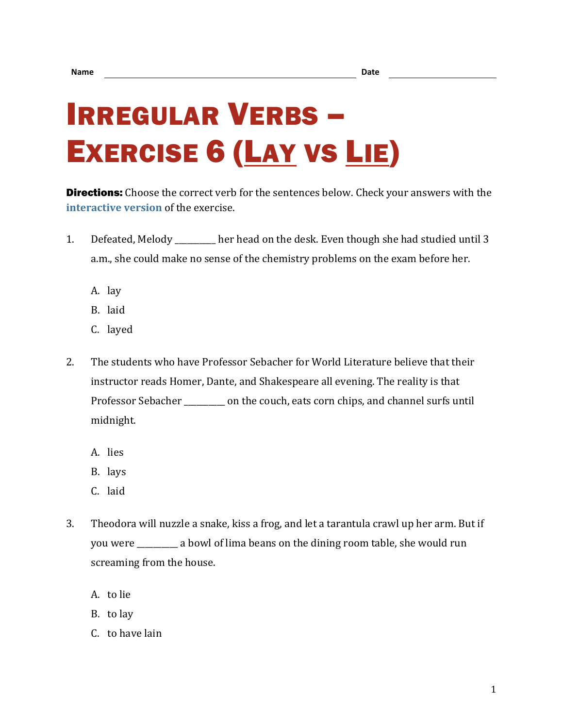Name ______________________ Date ______________

# Irregular Verbs – Exercise 6 (Lay vs Lie)

**Directions:** Choose the correct verb for the sentences below. Check your answers with the interactive version of the exercise.

1. Defeated, Melody _________ her head on the desk. Even though she had studied until 3 a.m., she could make no sense of the chemistry problems on the exam before her.

   A. lay
   B. laid
   C. layed

2. The students who have Professor Sebacher for World Literature believe that their instructor reads Homer, Dante, and Shakespeare all evening. The reality is that Professor Sebacher _________ on the couch, eats corn chips, and channel surfs until midnight.

   A. lies
   B. lays
   C. laid

3. Theodora will nuzzle a snake, kiss a frog, and let a tarantula crawl up her arm. But if you were _________ a bowl of lima beans on the dining room table, she would run screaming from the house.

   A. to lie
   B. to lay
   C. to have lain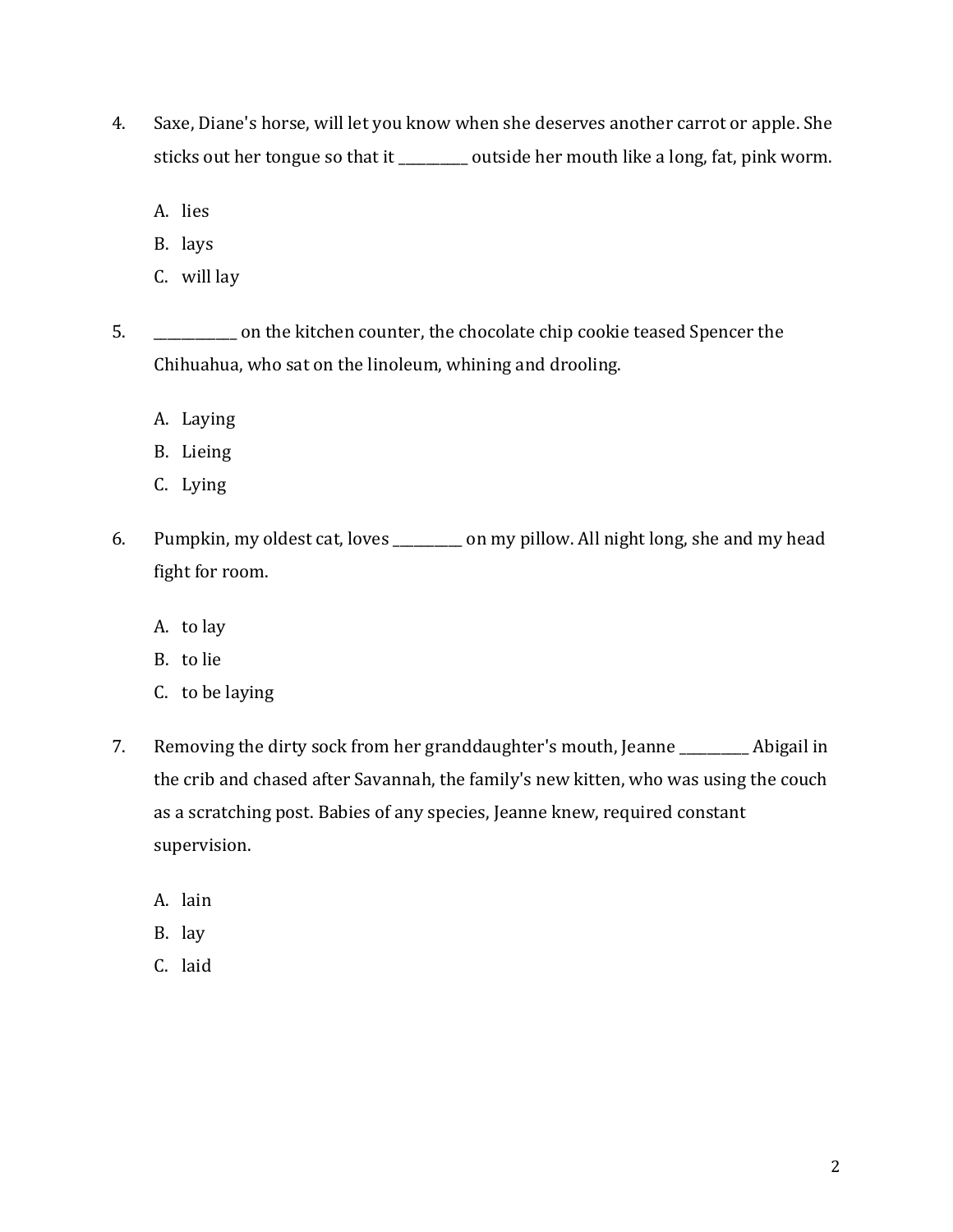4. Saxe, Diane's horse, will let you know when she deserves another carrot or apple. She sticks out her tongue so that it __________ outside her mouth like a long, fat, pink worm.

   A. lies
   B. lays
   C. will lay

5. ____________ on the kitchen counter, the chocolate chip cookie teased Spencer the Chihuahua, who sat on the linoleum, whining and drooling.

   A. Laying
   B. Lieing
   C. Lying

6. Pumpkin, my oldest cat, loves __________ on my pillow. All night long, she and my head fight for room.

   A. to lay
   B. to lie
   C. to be laying

7. Removing the dirty sock from her granddaughter's mouth, Jeanne __________ Abigail in the crib and chased after Savannah, the family's new kitten, who was using the couch as a scratching post. Babies of any species, Jeanne knew, required constant supervision.

   A. lain
   B. lay
   C. laid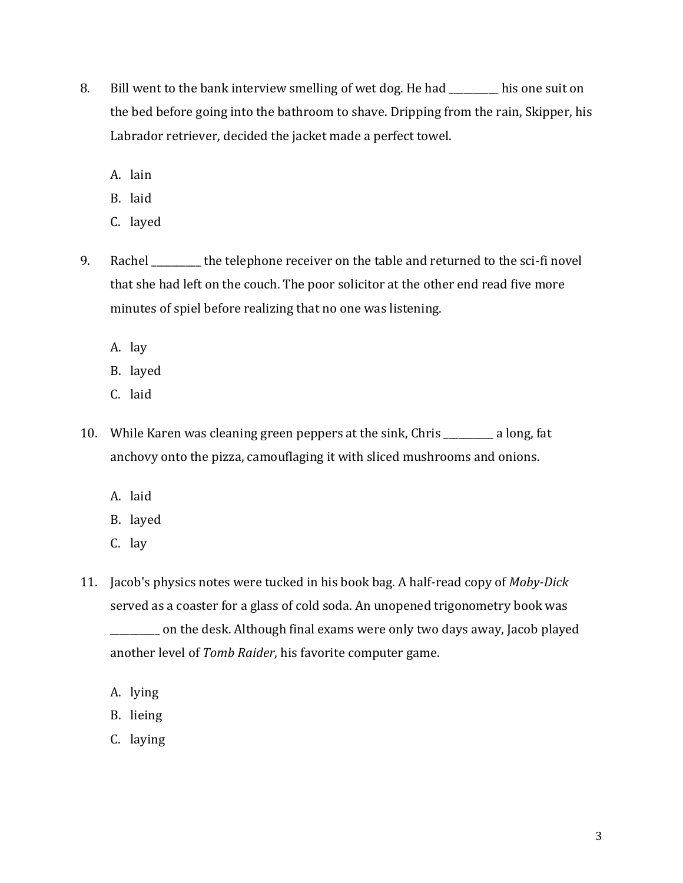8. Bill went to the bank interview smelling of wet dog. He had __________ his one suit on the bed before going into the bathroom to shave. Dripping from the rain, Skipper, his Labrador retriever, decided the jacket made a perfect towel.

   A. lain
   B. laid
   C. layed

9. Rachel __________ the telephone receiver on the table and returned to the sci-fi novel that she had left on the couch. The poor solicitor at the other end read five more minutes of spiel before realizing that no one was listening.

   A. lay
   B. layed
   C. laid

10. While Karen was cleaning green peppers at the sink, Chris __________ a long, fat anchovy onto the pizza, camouflaging it with sliced mushrooms and onions.

    A. laid
    B. layed
    C. lay

11. Jacob's physics notes were tucked in his book bag. A half-read copy of *Moby-Dick* served as a coaster for a glass of cold soda. An unopened trigonometry book was __________ on the desk. Although final exams were only two days away, Jacob played another level of *Tomb Raider*, his favorite computer game.

    A. lying
    B. lieing
    C. laying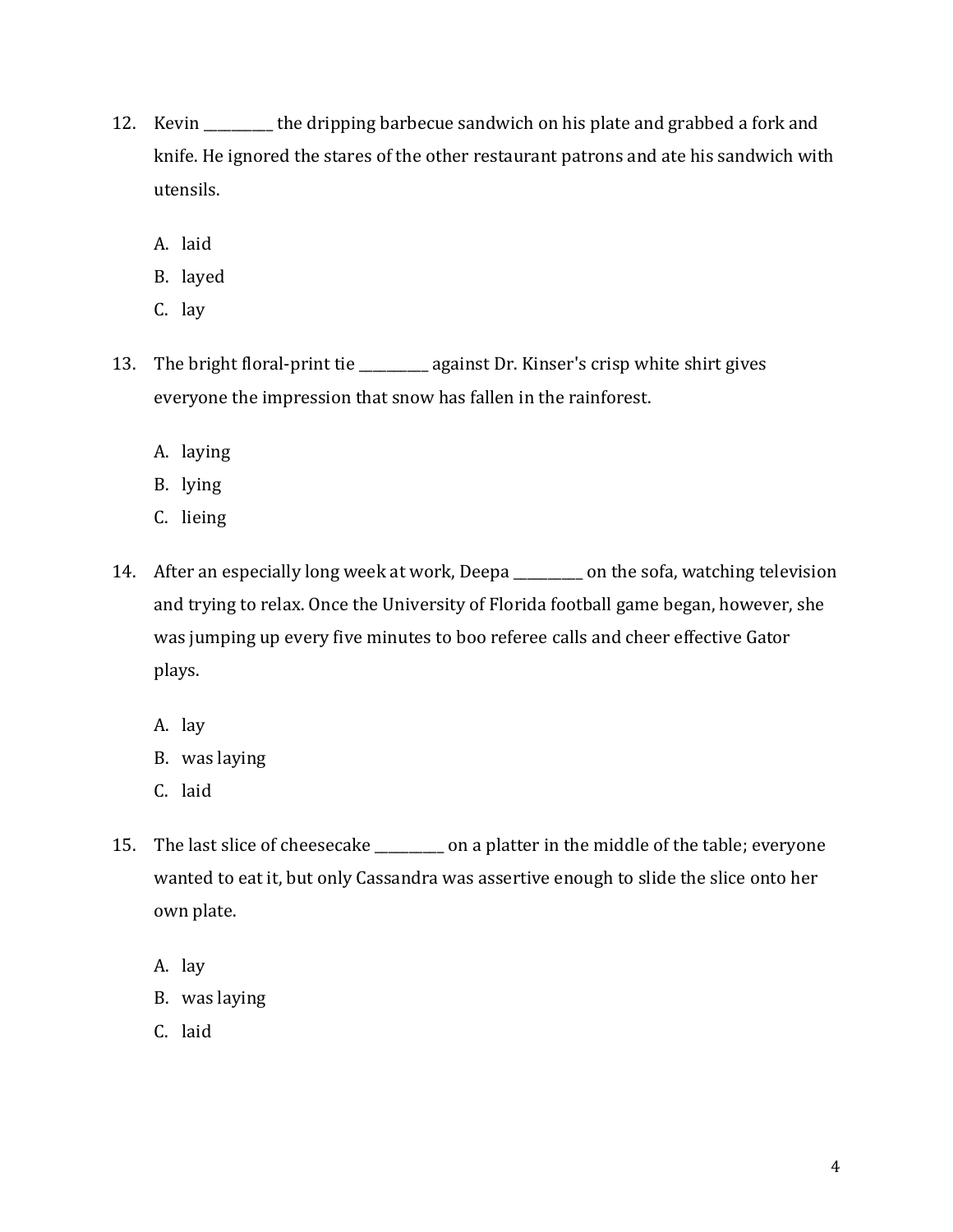12. Kevin __________ the dripping barbecue sandwich on his plate and grabbed a fork and knife. He ignored the stares of the other restaurant patrons and ate his sandwich with utensils.

    A. laid
    B. layed
    C. lay

13. The bright floral-print tie __________ against Dr. Kinser's crisp white shirt gives everyone the impression that snow has fallen in the rainforest.

    A. laying
    B. lying
    C. lieing

14. After an especially long week at work, Deepa __________ on the sofa, watching television and trying to relax. Once the University of Florida football game began, however, she was jumping up every five minutes to boo referee calls and cheer effective Gator plays.

    A. lay
    B. was laying
    C. laid

15. The last slice of cheesecake __________ on a platter in the middle of the table; everyone wanted to eat it, but only Cassandra was assertive enough to slide the slice onto her own plate.

    A. lay
    B. was laying
    C. laid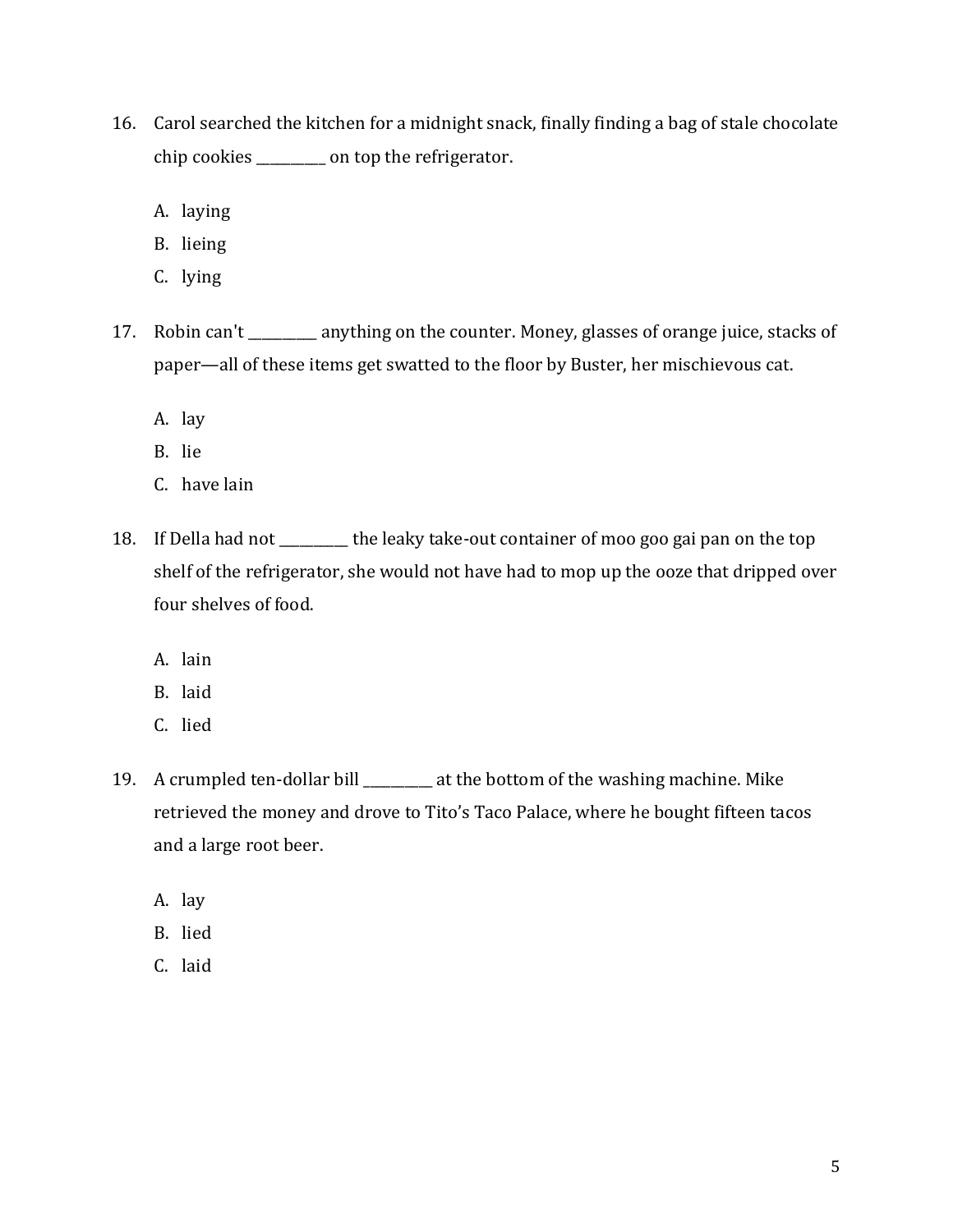16. Carol searched the kitchen for a midnight snack, finally finding a bag of stale chocolate chip cookies __________ on top the refrigerator.

    A. laying
    B. lieing
    C. lying

17. Robin can't __________ anything on the counter. Money, glasses of orange juice, stacks of paper—all of these items get swatted to the floor by Buster, her mischievous cat.

    A. lay
    B. lie
    C. have lain

18. If Della had not __________ the leaky take-out container of moo goo gai pan on the top shelf of the refrigerator, she would not have had to mop up the ooze that dripped over four shelves of food.

    A. lain
    B. laid
    C. lied

19. A crumpled ten-dollar bill __________ at the bottom of the washing machine. Mike retrieved the money and drove to Tito's Taco Palace, where he bought fifteen tacos and a large root beer.

    A. lay
    B. lied
    C. laid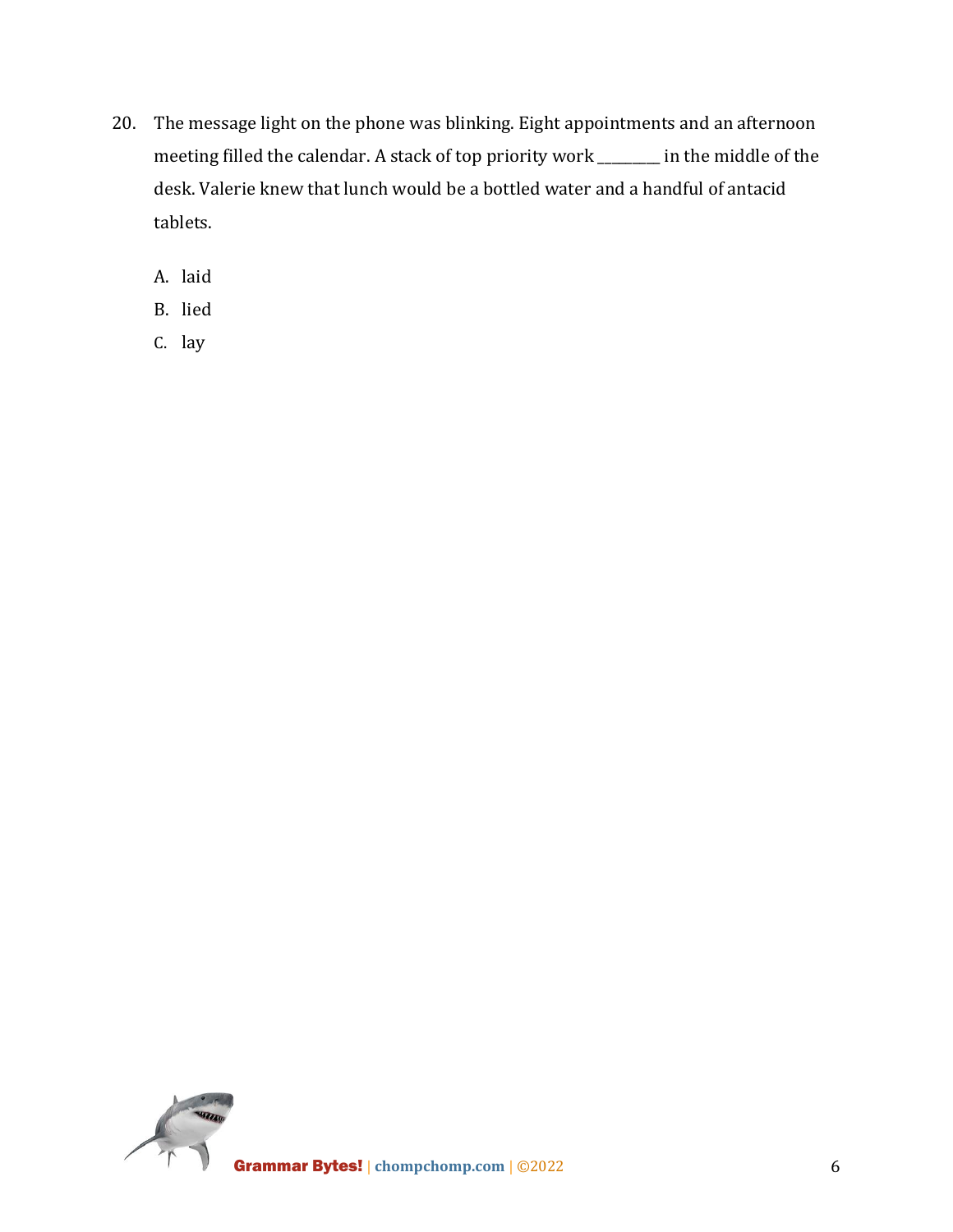20. The message light on the phone was blinking. Eight appointments and an afternoon meeting filled the calendar. A stack of top priority work _________ in the middle of the desk. Valerie knew that lunch would be a bottled water and a handful of antacid tablets.

    A. laid
    B. lied
    C. lay